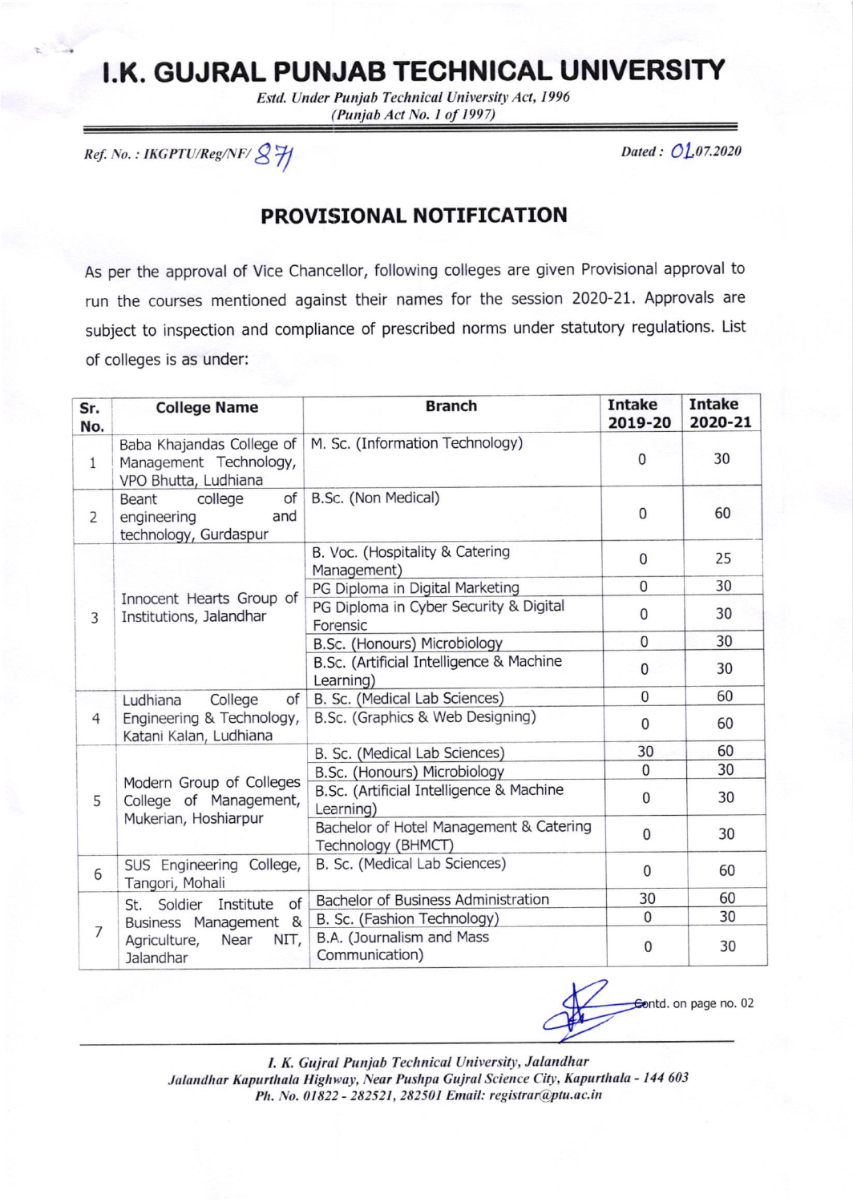# I.K. GUJRAL PUNJAB TECHNICAL UNIVERSITY

*Estd. Under Punjab Technical University Act, 1996*
*(Punjab Act No. 1 of 1997)*

*Ref. No. : IKGPTU/Reg/NF/ 871* *Dated : 01.07.2020*

## PROVISIONAL NOTIFICATION

As per the approval of Vice Chancellor, following colleges are given Provisional approval to run the courses mentioned against their names for the session 2020-21. Approvals are subject to inspection and compliance of prescribed norms under statutory regulations. List of colleges is as under:

| Sr. No. | College Name | Branch | Intake 2019-20 | Intake 2020-21 |
|---|---|---|---|---|
| 1 | Baba Khajandas College of Management Technology, VPO Bhutta, Ludhiana | M. Sc. (Information Technology) | 0 | 30 |
| 2 | Beant college of engineering and technology, Gurdaspur | B.Sc. (Non Medical) | 0 | 60 |
| 3 | Innocent Hearts Group of Institutions, Jalandhar | B. Voc. (Hospitality & Catering Management) | 0 | 25 |
| | | PG Diploma in Digital Marketing | 0 | 30 |
| | | PG Diploma in Cyber Security & Digital Forensic | 0 | 30 |
| | | B.Sc. (Honours) Microbiology | 0 | 30 |
| | | B.Sc. (Artificial Intelligence & Machine Learning) | 0 | 30 |
| 4 | Ludhiana College of Engineering & Technology, Katani Kalan, Ludhiana | B. Sc. (Medical Lab Sciences) | 0 | 60 |
| | | B.Sc. (Graphics & Web Designing) | 0 | 60 |
| 5 | Modern Group of Colleges College of Management, Mukerian, Hoshiarpur | B. Sc. (Medical Lab Sciences) | 30 | 60 |
| | | B.Sc. (Honours) Microbiology | 0 | 30 |
| | | B.Sc. (Artificial Intelligence & Machine Learning) | 0 | 30 |
| | | Bachelor of Hotel Management & Catering Technology (BHMCT) | 0 | 30 |
| 6 | SUS Engineering College, Tangori, Mohali | B. Sc. (Medical Lab Sciences) | 0 | 60 |
| 7 | St. Soldier Institute of Business Management & Agriculture, Near NIT, Jalandhar | Bachelor of Business Administration | 30 | 60 |
| | | B. Sc. (Fashion Technology) | 0 | 30 |
| | | B.A. (Journalism and Mass Communication) | 0 | 30 |

Contd. on page no. 02

*I. K. Gujral Punjab Technical University, Jalandhar*
*Jalandhar Kapurthala Highway, Near Pushpa Gujral Science City, Kapurthala - 144 603*
*Ph. No. 01822 - 282521, 282501 Email: registrar@ptu.ac.in*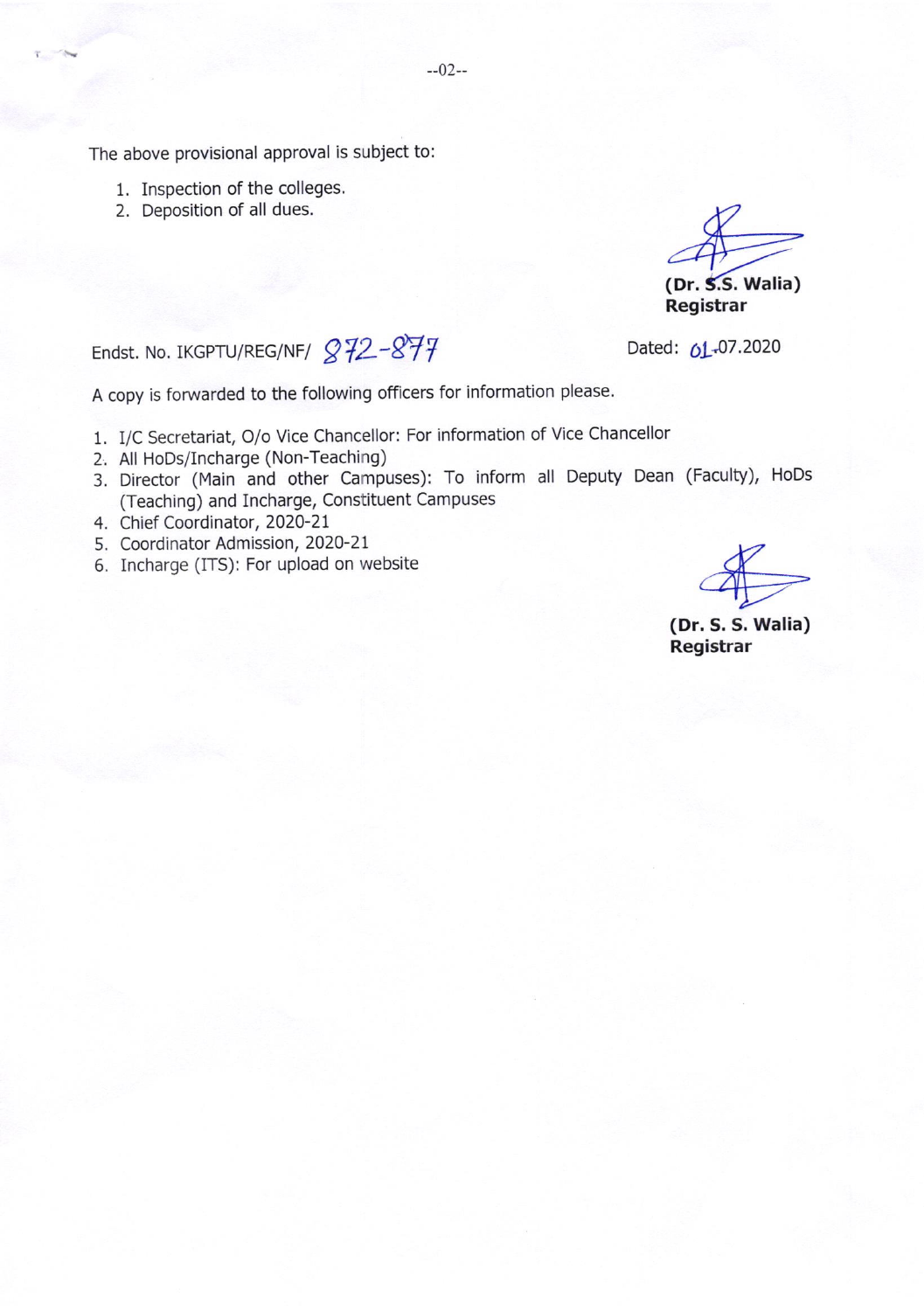The above provisional approval is subject to:

1. Inspection of the colleges.
2. Deposition of all dues.

**(Dr. S.S. Walia)**
**Registrar**

Endst. No. IKGPTU/REG/NF/ 872-877

Dated: 01.07.2020

A copy is forwarded to the following officers for information please.

1. I/C Secretariat, O/o Vice Chancellor: For information of Vice Chancellor
2. All HoDs/Incharge (Non-Teaching)
3. Director (Main and other Campuses): To inform all Deputy Dean (Faculty), HoDs (Teaching) and Incharge, Constituent Campuses
4. Chief Coordinator, 2020-21
5. Coordinator Admission, 2020-21
6. Incharge (ITS): For upload on website

**(Dr. S. S. Walia)**
**Registrar**